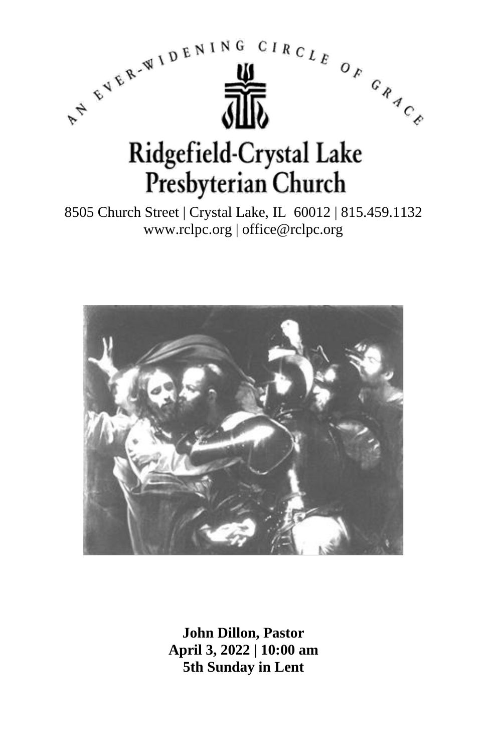AN EVER-WIDENING CIRCLE OF GRACE

# Ridgefield-Crystal Lake Presbyterian Church

8505 Church Street | Crystal Lake, IL 60012 | 815.459.1132
www.rclpc.org | office@rclpc.org

**John Dillon, Pastor**
**April 3, 2022 | 10:00 am**
**5th Sunday in Lent**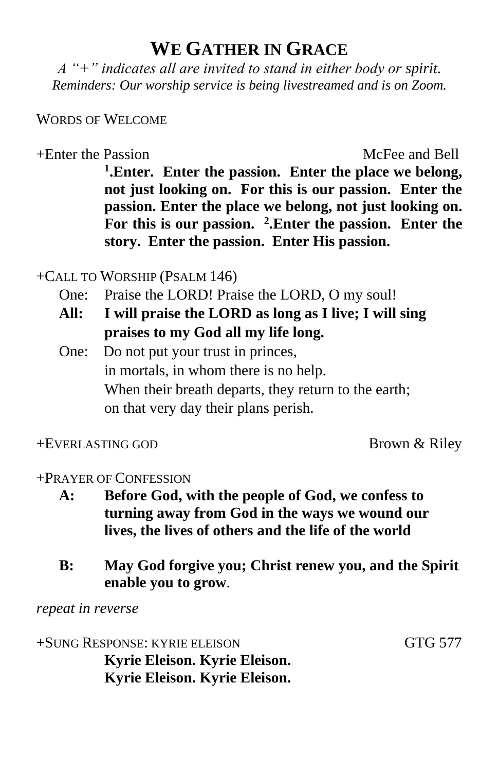# WE GATHER IN GRACE

*A "+" indicates all are invited to stand in either body or spirit.*
*Reminders: Our worship service is being livestreamed and is on Zoom.*

WORDS OF WELCOME

+Enter the Passion McFee and Bell

**[1].Enter. Enter the passion. Enter the place we belong, not just looking on. For this is our passion. Enter the passion. Enter the place we belong, not just looking on. For this is our passion. [2].Enter the passion. Enter the story. Enter the passion. Enter His passion.**

+CALL TO WORSHIP (PSALM 146)

One: Praise the LORD! Praise the LORD, O my soul!

**All: I will praise the LORD as long as I live; I will sing praises to my God all my life long.**

One: Do not put your trust in princes,
in mortals, in whom there is no help.
When their breath departs, they return to the earth;
on that very day their plans perish.

+EVERLASTING GOD Brown & Riley

+PRAYER OF CONFESSION

**A: Before God, with the people of God, we confess to turning away from God in the ways we wound our lives, the lives of others and the life of the world**

**B: May God forgive you; Christ renew you, and the Spirit enable you to grow**.

*repeat in reverse*

+SUNG RESPONSE: KYRIE ELEISON GTG 577

**Kyrie Eleison. Kyrie Eleison.**
**Kyrie Eleison. Kyrie Eleison.**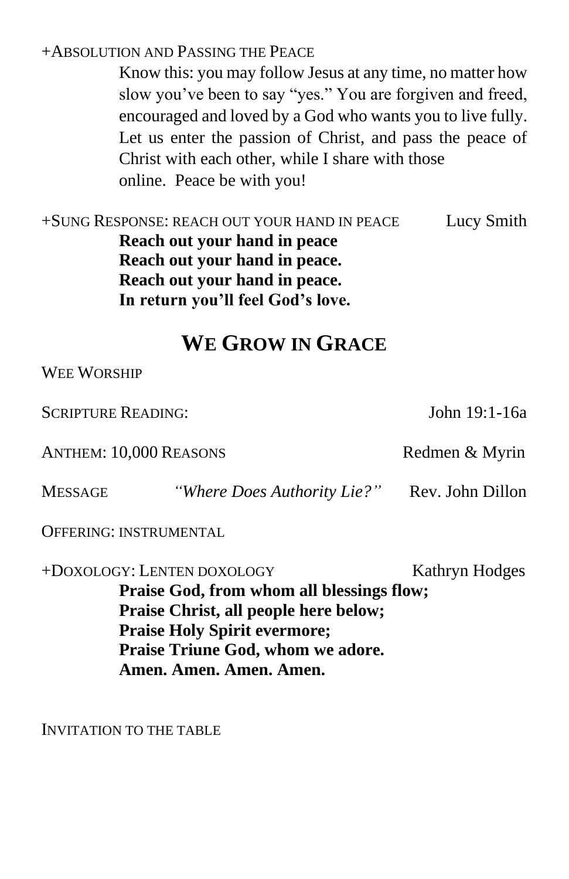+ABSOLUTION AND PASSING THE PEACE

Know this: you may follow Jesus at any time, no matter how slow you've been to say "yes." You are forgiven and freed, encouraged and loved by a God who wants you to live fully. Let us enter the passion of Christ, and pass the peace of Christ with each other, while I share with those online. Peace be with you!

+SUNG RESPONSE: REACH OUT YOUR HAND IN PEACE — Lucy Smith

**Reach out your hand in peace**
**Reach out your hand in peace.**
**Reach out your hand in peace.**
**In return you'll feel God's love.**

## WE GROW IN GRACE

WEE WORSHIP

SCRIPTURE READING: — John 19:1-16a

ANTHEM: 10,000 REASONS — Redmen & Myrin

MESSAGE — *"Where Does Authority Lie?"* — Rev. John Dillon

OFFERING: INSTRUMENTAL

+DOXOLOGY: LENTEN DOXOLOGY — Kathryn Hodges

**Praise God, from whom all blessings flow;**
**Praise Christ, all people here below;**
**Praise Holy Spirit evermore;**
**Praise Triune God, whom we adore.**
**Amen. Amen. Amen. Amen.**

INVITATION TO THE TABLE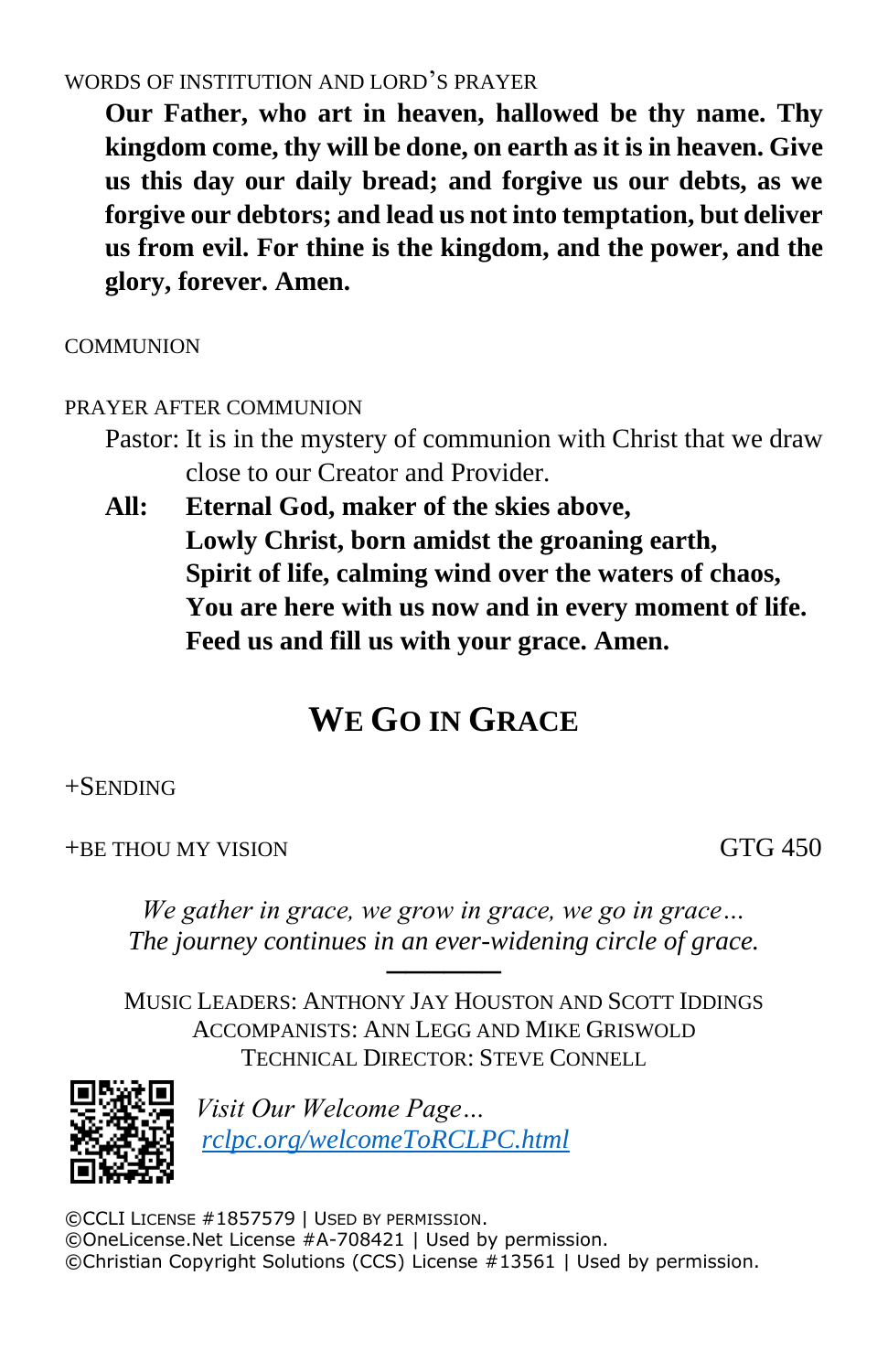WORDS OF INSTITUTION AND LORD'S PRAYER

**Our Father, who art in heaven, hallowed be thy name. Thy kingdom come, thy will be done, on earth as it is in heaven. Give us this day our daily bread; and forgive us our debts, as we forgive our debtors; and lead us not into temptation, but deliver us from evil. For thine is the kingdom, and the power, and the glory, forever. Amen.**

COMMUNION

PRAYER AFTER COMMUNION

Pastor: It is in the mystery of communion with Christ that we draw close to our Creator and Provider.

**All: Eternal God, maker of the skies above,**
**Lowly Christ, born amidst the groaning earth,**
**Spirit of life, calming wind over the waters of chaos,**
**You are here with us now and in every moment of life.**
**Feed us and fill us with your grace. Amen.**

## WE GO IN GRACE

+SENDING

+BE THOU MY VISION GTG 450

*We gather in grace, we grow in grace, we go in grace…*
*The journey continues in an ever-widening circle of grace.*

MUSIC LEADERS: ANTHONY JAY HOUSTON AND SCOTT IDDINGS
ACCOMPANISTS: ANN LEGG AND MIKE GRISWOLD
TECHNICAL DIRECTOR: STEVE CONNELL

*Visit Our Welcome Page…*
*rclpc.org/welcomeToRCLPC.html*

©CCLI LICENSE #1857579 | USED BY PERMISSION.
©OneLicense.Net License #A-708421 | Used by permission.
©Christian Copyright Solutions (CCS) License #13561 | Used by permission.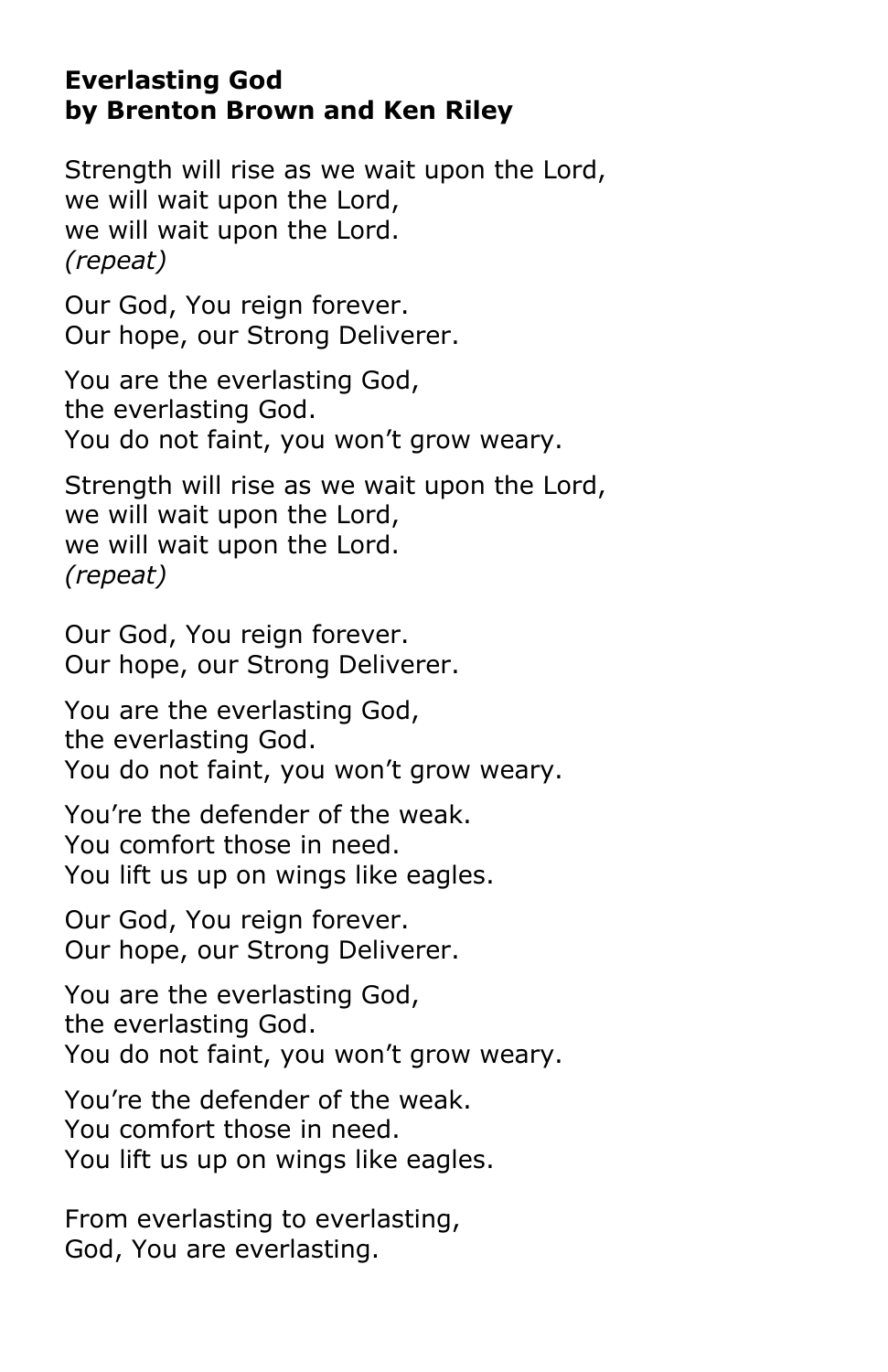**Everlasting God**
**by Brenton Brown and Ken Riley**

Strength will rise as we wait upon the Lord,
we will wait upon the Lord,
we will wait upon the Lord.
*(repeat)*

Our God, You reign forever.
Our hope, our Strong Deliverer.

You are the everlasting God,
the everlasting God.
You do not faint, you won't grow weary.

Strength will rise as we wait upon the Lord,
we will wait upon the Lord,
we will wait upon the Lord.
*(repeat)*

Our God, You reign forever.
Our hope, our Strong Deliverer.

You are the everlasting God,
the everlasting God.
You do not faint, you won't grow weary.

You're the defender of the weak.
You comfort those in need.
You lift us up on wings like eagles.

Our God, You reign forever.
Our hope, our Strong Deliverer.

You are the everlasting God,
the everlasting God.
You do not faint, you won't grow weary.

You're the defender of the weak.
You comfort those in need.
You lift us up on wings like eagles.

From everlasting to everlasting,
God, You are everlasting.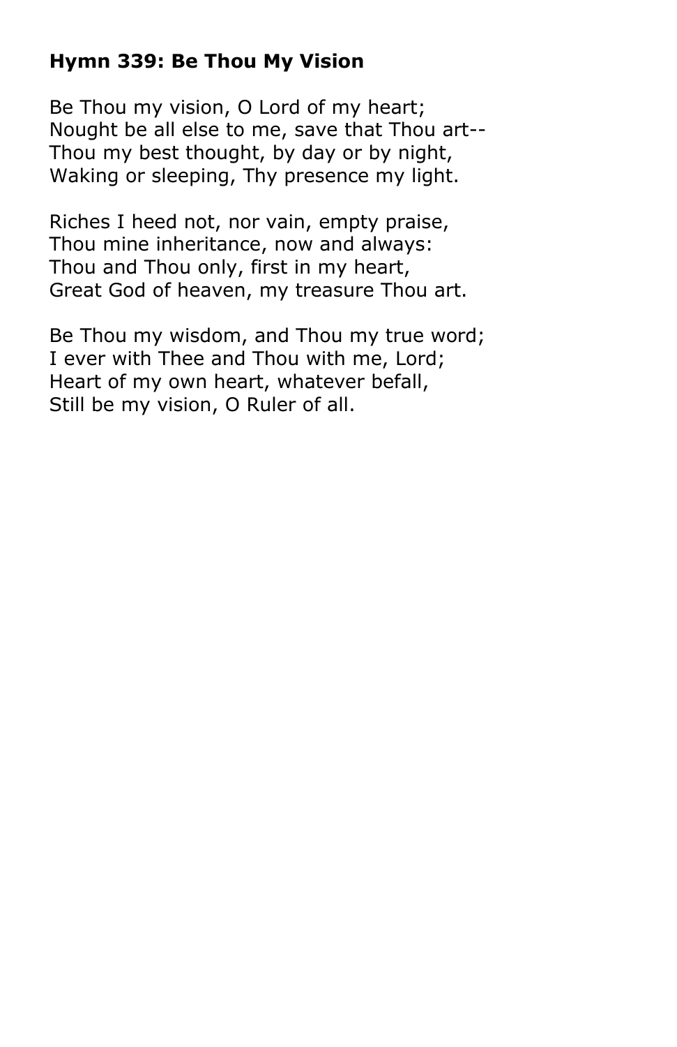**Hymn 339: Be Thou My Vision**

Be Thou my vision, O Lord of my heart;
Nought be all else to me, save that Thou art--
Thou my best thought, by day or by night,
Waking or sleeping, Thy presence my light.

Riches I heed not, nor vain, empty praise,
Thou mine inheritance, now and always:
Thou and Thou only, first in my heart,
Great God of heaven, my treasure Thou art.

Be Thou my wisdom, and Thou my true word;
I ever with Thee and Thou with me, Lord;
Heart of my own heart, whatever befall,
Still be my vision, O Ruler of all.